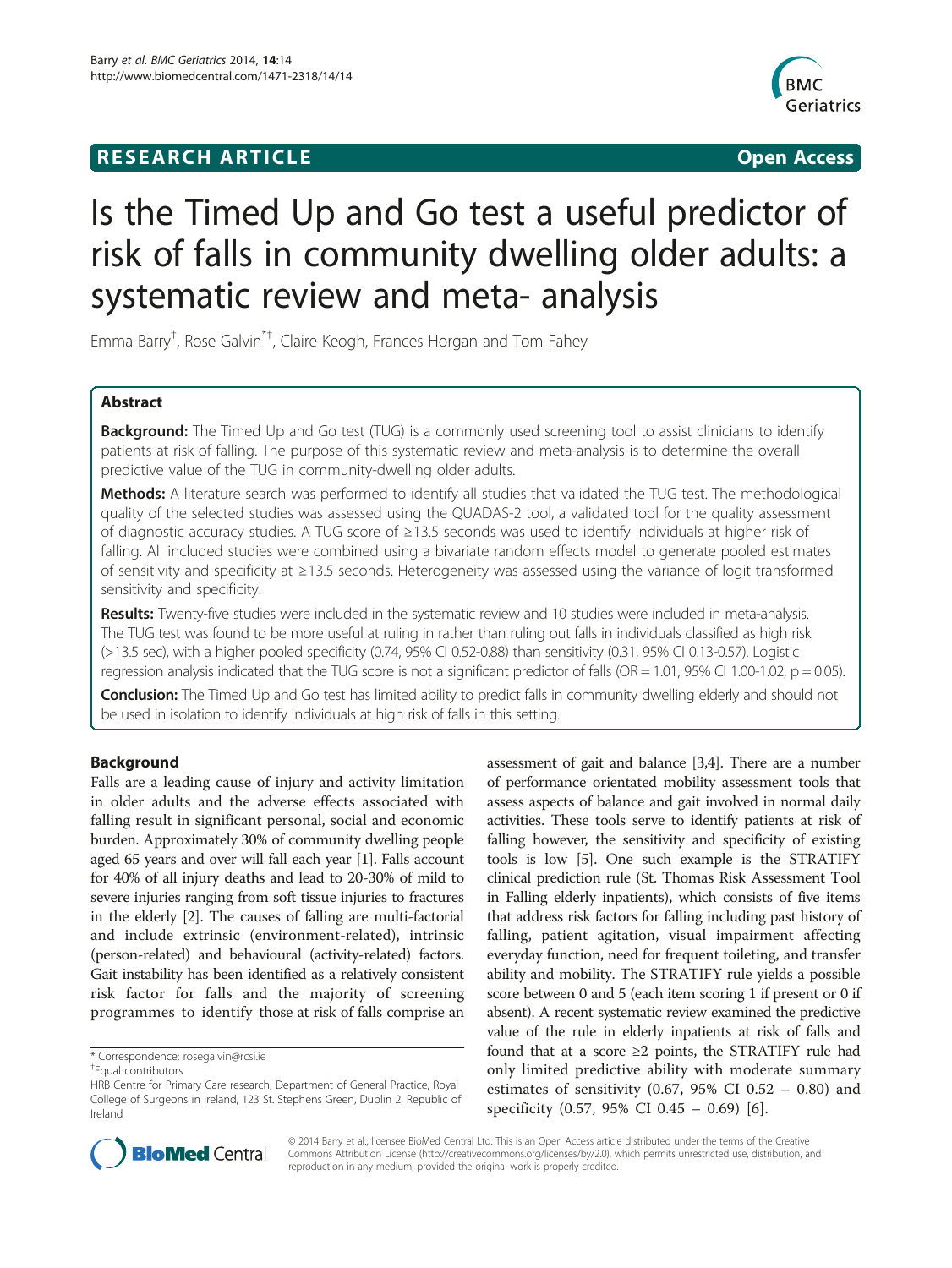**RESEARCH ARTICLE** **Open Access**

# Is the Timed Up and Go test a useful predictor of risk of falls in community dwelling older adults: a systematic review and meta- analysis

Emma Barry[†], Rose Galvin[*†], Claire Keogh, Frances Horgan and Tom Fahey

## Abstract

**Background:** The Timed Up and Go test (TUG) is a commonly used screening tool to assist clinicians to identify patients at risk of falling. The purpose of this systematic review and meta-analysis is to determine the overall predictive value of the TUG in community-dwelling older adults.

**Methods:** A literature search was performed to identify all studies that validated the TUG test. The methodological quality of the selected studies was assessed using the QUADAS-2 tool, a validated tool for the quality assessment of diagnostic accuracy studies. A TUG score of ≥13.5 seconds was used to identify individuals at higher risk of falling. All included studies were combined using a bivariate random effects model to generate pooled estimates of sensitivity and specificity at ≥13.5 seconds. Heterogeneity was assessed using the variance of logit transformed sensitivity and specificity.

**Results:** Twenty-five studies were included in the systematic review and 10 studies were included in meta-analysis. The TUG test was found to be more useful at ruling in rather than ruling out falls in individuals classified as high risk (>13.5 sec), with a higher pooled specificity (0.74, 95% CI 0.52-0.88) than sensitivity (0.31, 95% CI 0.13-0.57). Logistic regression analysis indicated that the TUG score is not a significant predictor of falls (OR = 1.01, 95% CI 1.00-1.02, p = 0.05).

**Conclusion:** The Timed Up and Go test has limited ability to predict falls in community dwelling elderly and should not be used in isolation to identify individuals at high risk of falls in this setting.

## Background

Falls are a leading cause of injury and activity limitation in older adults and the adverse effects associated with falling result in significant personal, social and economic burden. Approximately 30% of community dwelling people aged 65 years and over will fall each year [1]. Falls account for 40% of all injury deaths and lead to 20-30% of mild to severe injuries ranging from soft tissue injuries to fractures in the elderly [2]. The causes of falling are multi-factorial and include extrinsic (environment-related), intrinsic (person-related) and behavioural (activity-related) factors. Gait instability has been identified as a relatively consistent risk factor for falls and the majority of screening programmes to identify those at risk of falls comprise an assessment of gait and balance [3,4]. There are a number of performance orientated mobility assessment tools that assess aspects of balance and gait involved in normal daily activities. These tools serve to identify patients at risk of falling however, the sensitivity and specificity of existing tools is low [5]. One such example is the STRATIFY clinical prediction rule (St. Thomas Risk Assessment Tool in Falling elderly inpatients), which consists of five items that address risk factors for falling including past history of falling, patient agitation, visual impairment affecting everyday function, need for frequent toileting, and transfer ability and mobility. The STRATIFY rule yields a possible score between 0 and 5 (each item scoring 1 if present or 0 if absent). A recent systematic review examined the predictive value of the rule in elderly inpatients at risk of falls and found that at a score ≥2 points, the STRATIFY rule had only limited predictive ability with moderate summary estimates of sensitivity (0.67, 95% CI 0.52 – 0.80) and specificity (0.57, 95% CI 0.45 – 0.69) [6].

* Correspondence: rosegalvin@rcsi.ie

†Equal contributors

HRB Centre for Primary Care research, Department of General Practice, Royal College of Surgeons in Ireland, 123 St. Stephens Green, Dublin 2, Republic of Ireland

© 2014 Barry et al.; licensee BioMed Central Ltd. This is an Open Access article distributed under the terms of the Creative Commons Attribution License (http://creativecommons.org/licenses/by/2.0), which permits unrestricted use, distribution, and reproduction in any medium, provided the original work is properly credited.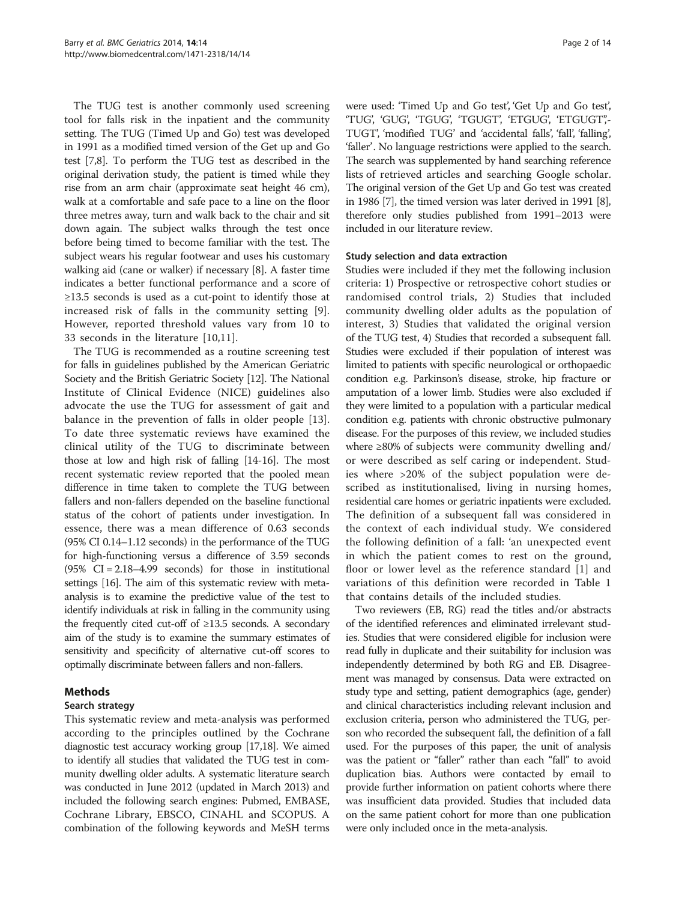The TUG test is another commonly used screening tool for falls risk in the inpatient and the community setting. The TUG (Timed Up and Go) test was developed in 1991 as a modified timed version of the Get up and Go test [7,8]. To perform the TUG test as described in the original derivation study, the patient is timed while they rise from an arm chair (approximate seat height 46 cm), walk at a comfortable and safe pace to a line on the floor three metres away, turn and walk back to the chair and sit down again. The subject walks through the test once before being timed to become familiar with the test. The subject wears his regular footwear and uses his customary walking aid (cane or walker) if necessary [8]. A faster time indicates a better functional performance and a score of ≥13.5 seconds is used as a cut-point to identify those at increased risk of falls in the community setting [9]. However, reported threshold values vary from 10 to 33 seconds in the literature [10,11].

The TUG is recommended as a routine screening test for falls in guidelines published by the American Geriatric Society and the British Geriatric Society [12]. The National Institute of Clinical Evidence (NICE) guidelines also advocate the use the TUG for assessment of gait and balance in the prevention of falls in older people [13]. To date three systematic reviews have examined the clinical utility of the TUG to discriminate between those at low and high risk of falling [14-16]. The most recent systematic review reported that the pooled mean difference in time taken to complete the TUG between fallers and non-fallers depended on the baseline functional status of the cohort of patients under investigation. In essence, there was a mean difference of 0.63 seconds (95% CI 0.14–1.12 seconds) in the performance of the TUG for high-functioning versus a difference of 3.59 seconds (95% CI = 2.18–4.99 seconds) for those in institutional settings [16]. The aim of this systematic review with meta-analysis is to examine the predictive value of the test to identify individuals at risk in falling in the community using the frequently cited cut-off of ≥13.5 seconds. A secondary aim of the study is to examine the summary estimates of sensitivity and specificity of alternative cut-off scores to optimally discriminate between fallers and non-fallers.

## Methods

### Search strategy

This systematic review and meta-analysis was performed according to the principles outlined by the Cochrane diagnostic test accuracy working group [17,18]. We aimed to identify all studies that validated the TUG test in community dwelling older adults. A systematic literature search was conducted in June 2012 (updated in March 2013) and included the following search engines: Pubmed, EMBASE, Cochrane Library, EBSCO, CINAHL and SCOPUS. A combination of the following keywords and MeSH terms were used: 'Timed Up and Go test', 'Get Up and Go test', 'TUG', 'GUG', 'TGUG', 'TGUGT', 'ETGUG', 'ETGUGT','-TUGT', 'modified TUG' and 'accidental falls', 'fall', 'falling', 'faller'. No language restrictions were applied to the search. The search was supplemented by hand searching reference lists of retrieved articles and searching Google scholar. The original version of the Get Up and Go test was created in 1986 [7], the timed version was later derived in 1991 [8], therefore only studies published from 1991–2013 were included in our literature review.

### Study selection and data extraction

Studies were included if they met the following inclusion criteria: 1) Prospective or retrospective cohort studies or randomised control trials, 2) Studies that included community dwelling older adults as the population of interest, 3) Studies that validated the original version of the TUG test, 4) Studies that recorded a subsequent fall. Studies were excluded if their population of interest was limited to patients with specific neurological or orthopaedic condition e.g. Parkinson's disease, stroke, hip fracture or amputation of a lower limb. Studies were also excluded if they were limited to a population with a particular medical condition e.g. patients with chronic obstructive pulmonary disease. For the purposes of this review, we included studies where ≥80% of subjects were community dwelling and/or were described as self caring or independent. Studies where >20% of the subject population were described as institutionalised, living in nursing homes, residential care homes or geriatric inpatients were excluded. The definition of a subsequent fall was considered in the context of each individual study. We considered the following definition of a fall: 'an unexpected event in which the patient comes to rest on the ground, floor or lower level as the reference standard [1] and variations of this definition were recorded in Table 1 that contains details of the included studies.

Two reviewers (EB, RG) read the titles and/or abstracts of the identified references and eliminated irrelevant studies. Studies that were considered eligible for inclusion were read fully in duplicate and their suitability for inclusion was independently determined by both RG and EB. Disagreement was managed by consensus. Data were extracted on study type and setting, patient demographics (age, gender) and clinical characteristics including relevant inclusion and exclusion criteria, person who administered the TUG, person who recorded the subsequent fall, the definition of a fall used. For the purposes of this paper, the unit of analysis was the patient or "faller" rather than each "fall" to avoid duplication bias. Authors were contacted by email to provide further information on patient cohorts where there was insufficient data provided. Studies that included data on the same patient cohort for more than one publication were only included once in the meta-analysis.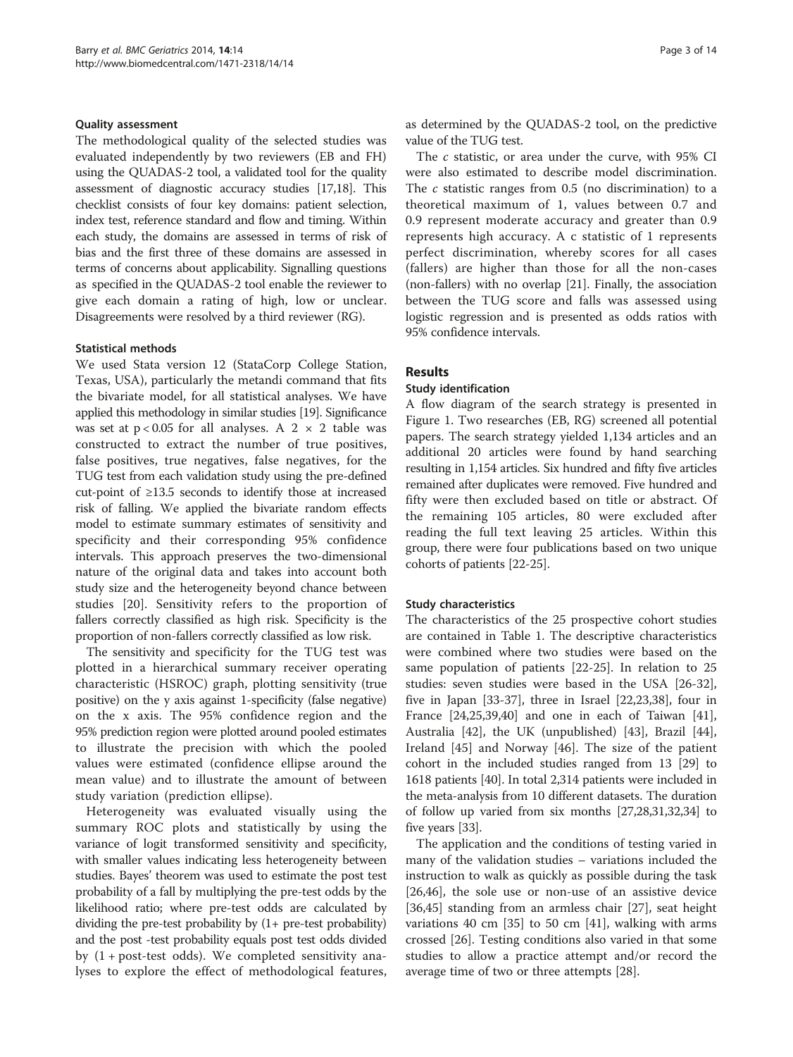### Quality assessment

The methodological quality of the selected studies was evaluated independently by two reviewers (EB and FH) using the QUADAS-2 tool, a validated tool for the quality assessment of diagnostic accuracy studies [17,18]. This checklist consists of four key domains: patient selection, index test, reference standard and flow and timing. Within each study, the domains are assessed in terms of risk of bias and the first three of these domains are assessed in terms of concerns about applicability. Signalling questions as specified in the QUADAS-2 tool enable the reviewer to give each domain a rating of high, low or unclear. Disagreements were resolved by a third reviewer (RG).

### Statistical methods

We used Stata version 12 (StataCorp College Station, Texas, USA), particularly the metandi command that fits the bivariate model, for all statistical analyses. We have applied this methodology in similar studies [19]. Significance was set at $p < 0.05$ for all analyses. A 2 × 2 table was constructed to extract the number of true positives, false positives, true negatives, false negatives, for the TUG test from each validation study using the pre-defined cut-point of ≥13.5 seconds to identify those at increased risk of falling. We applied the bivariate random effects model to estimate summary estimates of sensitivity and specificity and their corresponding 95% confidence intervals. This approach preserves the two-dimensional nature of the original data and takes into account both study size and the heterogeneity beyond chance between studies [20]. Sensitivity refers to the proportion of fallers correctly classified as high risk. Specificity is the proportion of non-fallers correctly classified as low risk.

The sensitivity and specificity for the TUG test was plotted in a hierarchical summary receiver operating characteristic (HSROC) graph, plotting sensitivity (true positive) on the y axis against 1-specificity (false negative) on the x axis. The 95% confidence region and the 95% prediction region were plotted around pooled estimates to illustrate the precision with which the pooled values were estimated (confidence ellipse around the mean value) and to illustrate the amount of between study variation (prediction ellipse).

Heterogeneity was evaluated visually using the summary ROC plots and statistically by using the variance of logit transformed sensitivity and specificity, with smaller values indicating less heterogeneity between studies. Bayes' theorem was used to estimate the post test probability of a fall by multiplying the pre-test odds by the likelihood ratio; where pre-test odds are calculated by dividing the pre-test probability by (1+ pre-test probability) and the post -test probability equals post test odds divided by (1 + post-test odds). We completed sensitivity analyses to explore the effect of methodological features, as determined by the QUADAS-2 tool, on the predictive value of the TUG test.

The *c* statistic, or area under the curve, with 95% CI were also estimated to describe model discrimination. The *c* statistic ranges from 0.5 (no discrimination) to a theoretical maximum of 1, values between 0.7 and 0.9 represent moderate accuracy and greater than 0.9 represents high accuracy. A c statistic of 1 represents perfect discrimination, whereby scores for all cases (fallers) are higher than those for all the non-cases (non-fallers) with no overlap [21]. Finally, the association between the TUG score and falls was assessed using logistic regression and is presented as odds ratios with 95% confidence intervals.

## Results

### Study identification

A flow diagram of the search strategy is presented in Figure 1. Two researches (EB, RG) screened all potential papers. The search strategy yielded 1,134 articles and an additional 20 articles were found by hand searching resulting in 1,154 articles. Six hundred and fifty five articles remained after duplicates were removed. Five hundred and fifty were then excluded based on title or abstract. Of the remaining 105 articles, 80 were excluded after reading the full text leaving 25 articles. Within this group, there were four publications based on two unique cohorts of patients [22-25].

### Study characteristics

The characteristics of the 25 prospective cohort studies are contained in Table 1. The descriptive characteristics were combined where two studies were based on the same population of patients [22-25]. In relation to 25 studies: seven studies were based in the USA [26-32], five in Japan [33-37], three in Israel [22,23,38], four in France [24,25,39,40] and one in each of Taiwan [41], Australia [42], the UK (unpublished) [43], Brazil [44], Ireland [45] and Norway [46]. The size of the patient cohort in the included studies ranged from 13 [29] to 1618 patients [40]. In total 2,314 patients were included in the meta-analysis from 10 different datasets. The duration of follow up varied from six months [27,28,31,32,34] to five years [33].

The application and the conditions of testing varied in many of the validation studies – variations included the instruction to walk as quickly as possible during the task [26,46], the sole use or non-use of an assistive device [36,45] standing from an armless chair [27], seat height variations 40 cm [35] to 50 cm [41], walking with arms crossed [26]. Testing conditions also varied in that some studies to allow a practice attempt and/or record the average time of two or three attempts [28].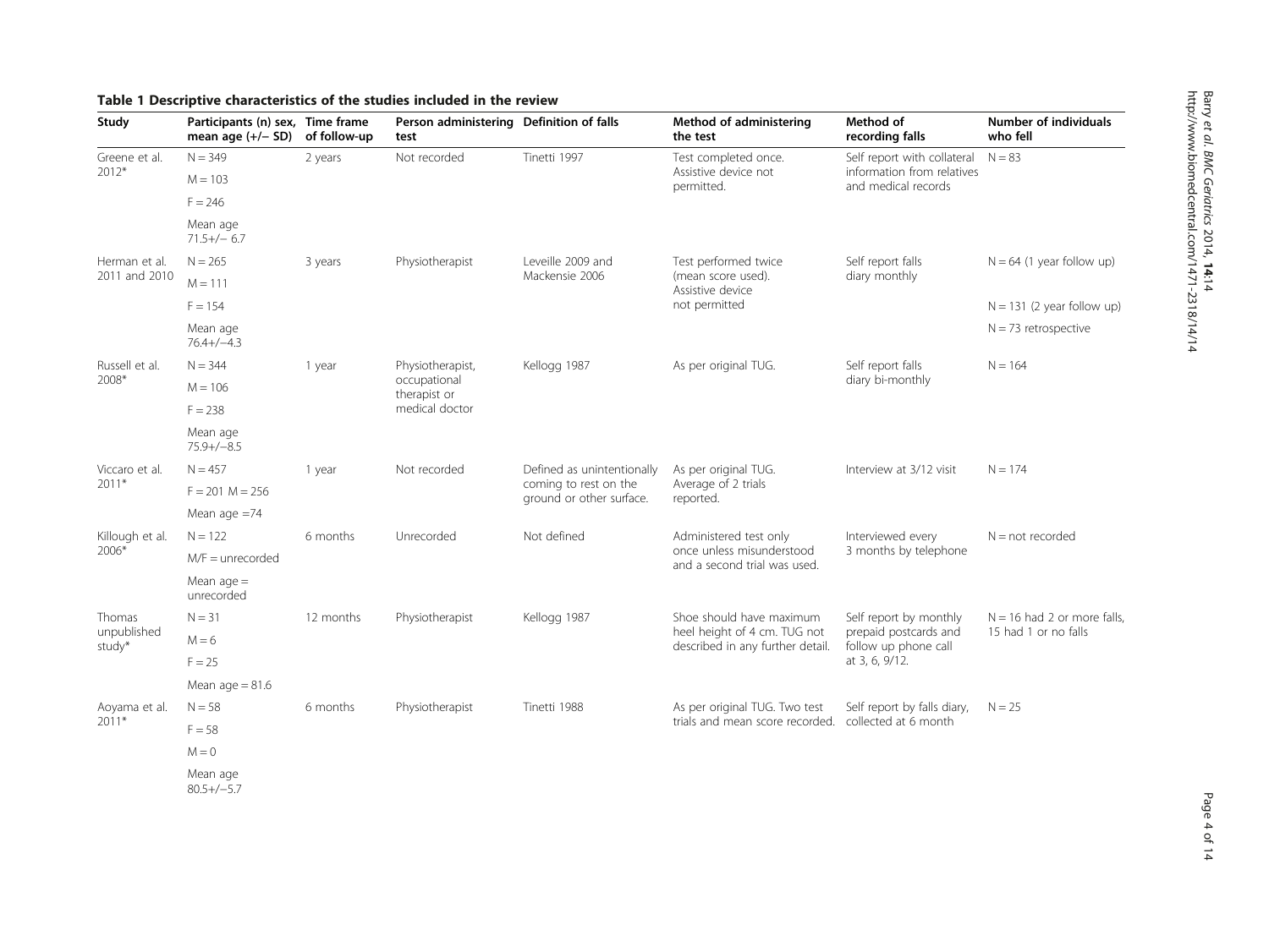**Table 1 Descriptive characteristics of the studies included in the review**

| Study | Participants (n) sex, mean age (+/− SD) | Time frame of follow-up | Person administering test | Definition of falls | Method of administering the test | Method of recording falls | Number of individuals who fell |
|---|---|---|---|---|---|---|---|
| Greene et al. 2012* | N = 349<br>M = 103<br>F = 246<br>Mean age 71.5+/− 6.7 | 2 years | Not recorded | Tinetti 1997 | Test completed once. Assistive device not permitted. | Self report with collateral information from relatives and medical records | N = 83 |
| Herman et al. 2011 and 2010 | N = 265<br>M = 111<br>F = 154<br>Mean age 76.4+/−4.3 | 3 years | Physiotherapist | Leveille 2009 and Mackensie 2006 | Test performed twice (mean score used). Assistive device not permitted | Self report falls diary monthly | N = 64 (1 year follow up)<br>N = 131 (2 year follow up)<br>N = 73 retrospective |
| Russell et al. 2008* | N = 344<br>M = 106<br>F = 238<br>Mean age 75.9+/−8.5 | 1 year | Physiotherapist, occupational therapist or medical doctor | Kellogg 1987 | As per original TUG. | Self report falls diary bi-monthly | N = 164 |
| Viccaro et al. 2011* | N = 457<br>F = 201 M = 256<br>Mean age =74 | 1 year | Not recorded | Defined as unintentionally coming to rest on the ground or other surface. | As per original TUG. Average of 2 trials reported. | Interview at 3/12 visit | N = 174 |
| Killough et al. 2006* | N = 122<br>M/F = unrecorded<br>Mean age = unrecorded | 6 months | Unrecorded | Not defined | Administered test only once unless misunderstood and a second trial was used. | Interviewed every 3 months by telephone | N = not recorded |
| Thomas unpublished study* | N = 31<br>M = 6<br>F = 25<br>Mean age = 81.6 | 12 months | Physiotherapist | Kellogg 1987 | Shoe should have maximum heel height of 4 cm. TUG not described in any further detail. | Self report by monthly prepaid postcards and follow up phone call at 3, 6, 9/12. | N = 16 had 2 or more falls, 15 had 1 or no falls |
| Aoyama et al. 2011* | N = 58<br>F = 58<br>M = 0<br>Mean age 80.5+/−5.7 | 6 months | Physiotherapist | Tinetti 1988 | As per original TUG. Two test trials and mean score recorded. | Self report by falls diary, collected at 6 month | N = 25 |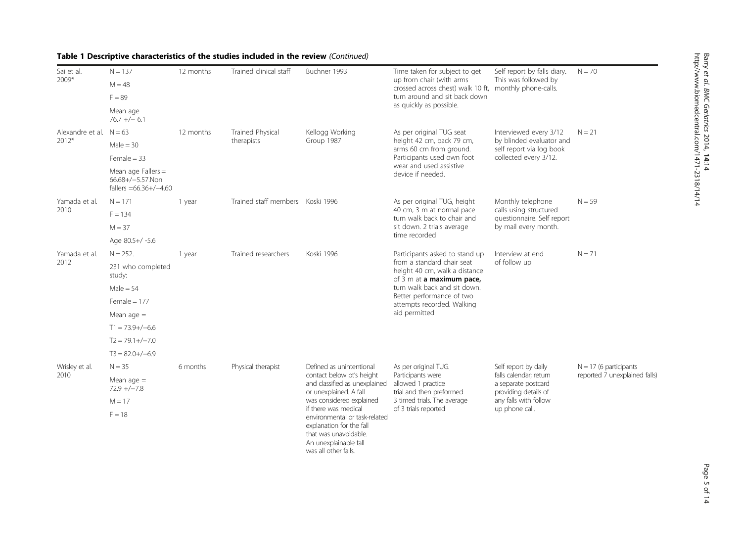**Table 1 Descriptive characteristics of the studies included in the review** *(Continued)*

| | | | | | | | |
|---|---|---|---|---|---|---|---|
| Sai et al. 2009* | N = 137<br>M = 48<br>F = 89<br>Mean age 76.7 +/− 6.1 | 12 months | Trained clinical staff | Buchner 1993 | Time taken for subject to get up from chair (with arms crossed across chest) walk 10 ft, turn around and sit back down as quickly as possible. | Self report by falls diary. This was followed by monthly phone-calls. | N = 70 |
| Alexandre et al. 2012* | N = 63<br>Male = 30<br>Female = 33<br>Mean age Fallers = 66.68+/−5.57.Non fallers =66.36+/−4.60 | 12 months | Trained Physical therapists | Kellogg Working Group 1987 | As per original TUG seat height 42 cm, back 79 cm, arms 60 cm from ground. Participants used own foot wear and used assistive device if needed. | Interviewed every 3/12 by blinded evaluator and self report via log book collected every 3/12. | N = 21 |
| Yamada et al. 2010 | N = 171<br>F = 134<br>M = 37<br>Age 80.5+/ -5.6 | 1 year | Trained staff members | Koski 1996 | As per original TUG, height 40 cm, 3 m at normal pace turn walk back to chair and sit down. 2 trials average time recorded | Monthly telephone calls using structured questionnaire. Self report by mail every month. | N = 59 |
| Yamada et al. 2012 | N = 252.<br>231 who completed study:<br>Male = 54<br>Female = 177<br>Mean age =<br>T1 = 73.9+/−6.6<br>T2 = 79.1+/−7.0<br>T3 = 82.0+/−6.9 | 1 year | Trained researchers | Koski 1996 | Participants asked to stand up from a standard chair seat height 40 cm, walk a distance of 3 m at **a maximum pace,** turn walk back and sit down. Better performance of two attempts recorded. Walking aid permitted | Interview at end of follow up | N = 71 |
| Wrisley et al. 2010 | N = 35<br>Mean age = 72.9 +/−7.8<br>M = 17<br>F = 18 | 6 months | Physical therapist | Defined as unintentional contact below pt's height and classified as unexplained or unexplained. A fall was considered explained if there was medical environmental or task-related explanation for the fall that was unavoidable. An unexplainable fall was all other falls. | As per original TUG. Participants were allowed 1 practice trial and then preformed 3 timed trials. The average of 3 trials reported | Self report by daily falls calendar; return a separate postcard providing details of any falls with follow up phone call. | N = 17 (6 participants reported 7 unexplained falls) |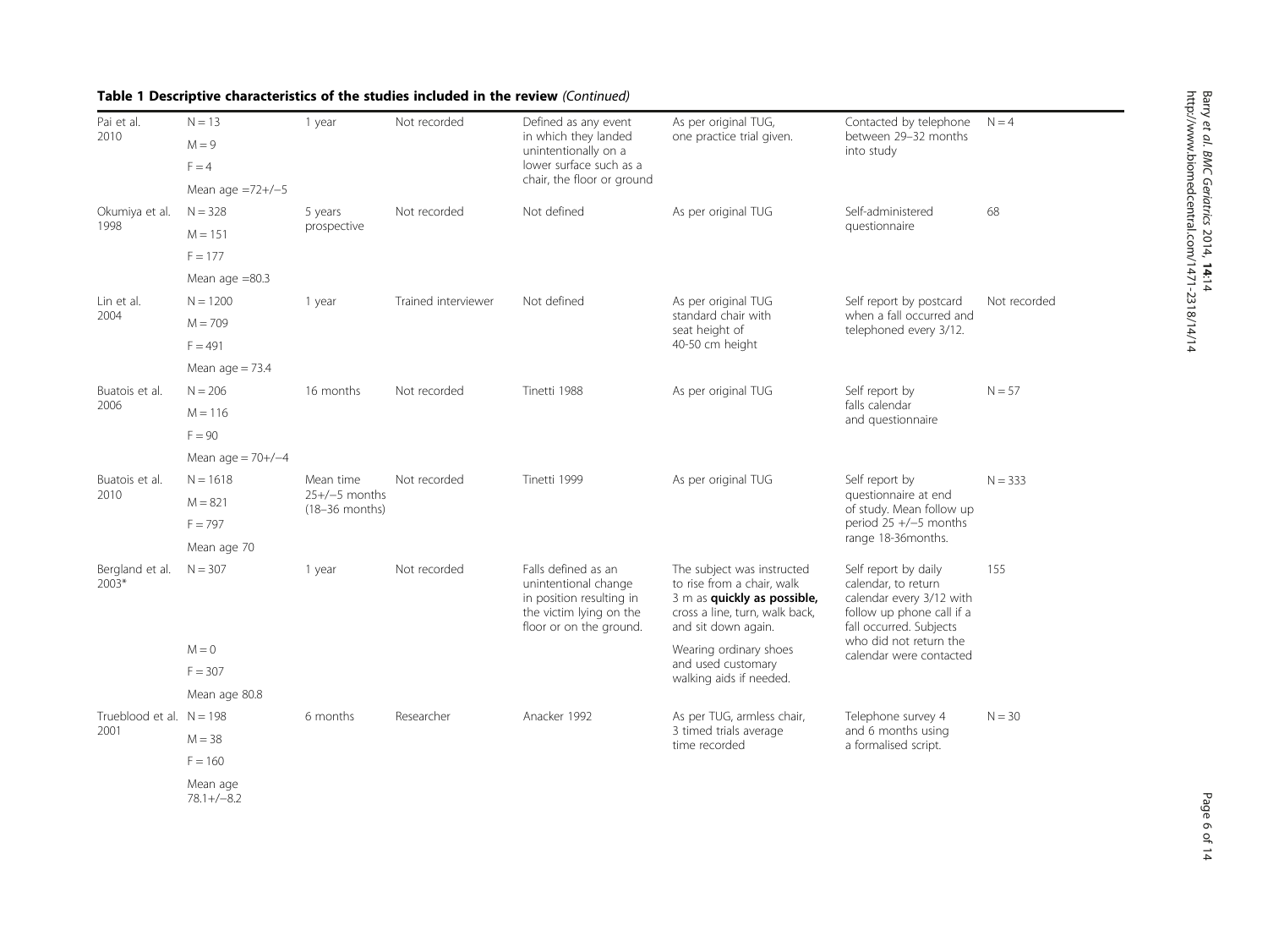**Table 1 Descriptive characteristics of the studies included in the review** *(Continued)*

| | | | | | | | |
|---|---|---|---|---|---|---|---|
| Pai et al. 2010 | N = 13<br>M = 9<br>F = 4<br>Mean age =72+/−5 | 1 year | Not recorded | Defined as any event in which they landed unintentionally on a lower surface such as a chair, the floor or ground | As per original TUG, one practice trial given. | Contacted by telephone between 29–32 months into study | N = 4 |
| Okumiya et al. 1998 | N = 328<br>M = 151<br>F = 177<br>Mean age =80.3 | 5 years prospective | Not recorded | Not defined | As per original TUG | Self-administered questionnaire | 68 |
| Lin et al. 2004 | N = 1200<br>M = 709<br>F = 491<br>Mean age = 73.4 | 1 year | Trained interviewer | Not defined | As per original TUG standard chair with seat height of 40-50 cm height | Self report by postcard when a fall occurred and telephoned every 3/12. | Not recorded |
| Buatois et al. 2006 | N = 206<br>M = 116<br>F = 90<br>Mean age = 70+/−4 | 16 months | Not recorded | Tinetti 1988 | As per original TUG | Self report by falls calendar and questionnaire | N = 57 |
| Buatois et al. 2010 | N = 1618<br>M = 821<br>F = 797<br>Mean age 70 | Mean time 25+/−5 months (18–36 months) | Not recorded | Tinetti 1999 | As per original TUG | Self report by questionnaire at end of study. Mean follow up period 25 +/−5 months range 18-36months. | N = 333 |
| Bergland et al. 2003* | N = 307<br>M = 0<br>F = 307<br>Mean age 80.8 | 1 year | Not recorded | Falls defined as an unintentional change in position resulting in the victim lying on the floor or on the ground. | The subject was instructed to rise from a chair, walk 3 m as **quickly as possible,** cross a line, turn, walk back, and sit down again.<br>Wearing ordinary shoes and used customary walking aids if needed. | Self report by daily calendar, to return calendar every 3/12 with follow up phone call if a fall occurred. Subjects who did not return the calendar were contacted | 155 |
| Trueblood et al. 2001 | N = 198<br>M = 38<br>F = 160<br>Mean age 78.1+/−8.2 | 6 months | Researcher | Anacker 1992 | As per TUG, armless chair, 3 timed trials average time recorded | Telephone survey 4 and 6 months using a formalised script. | N = 30 |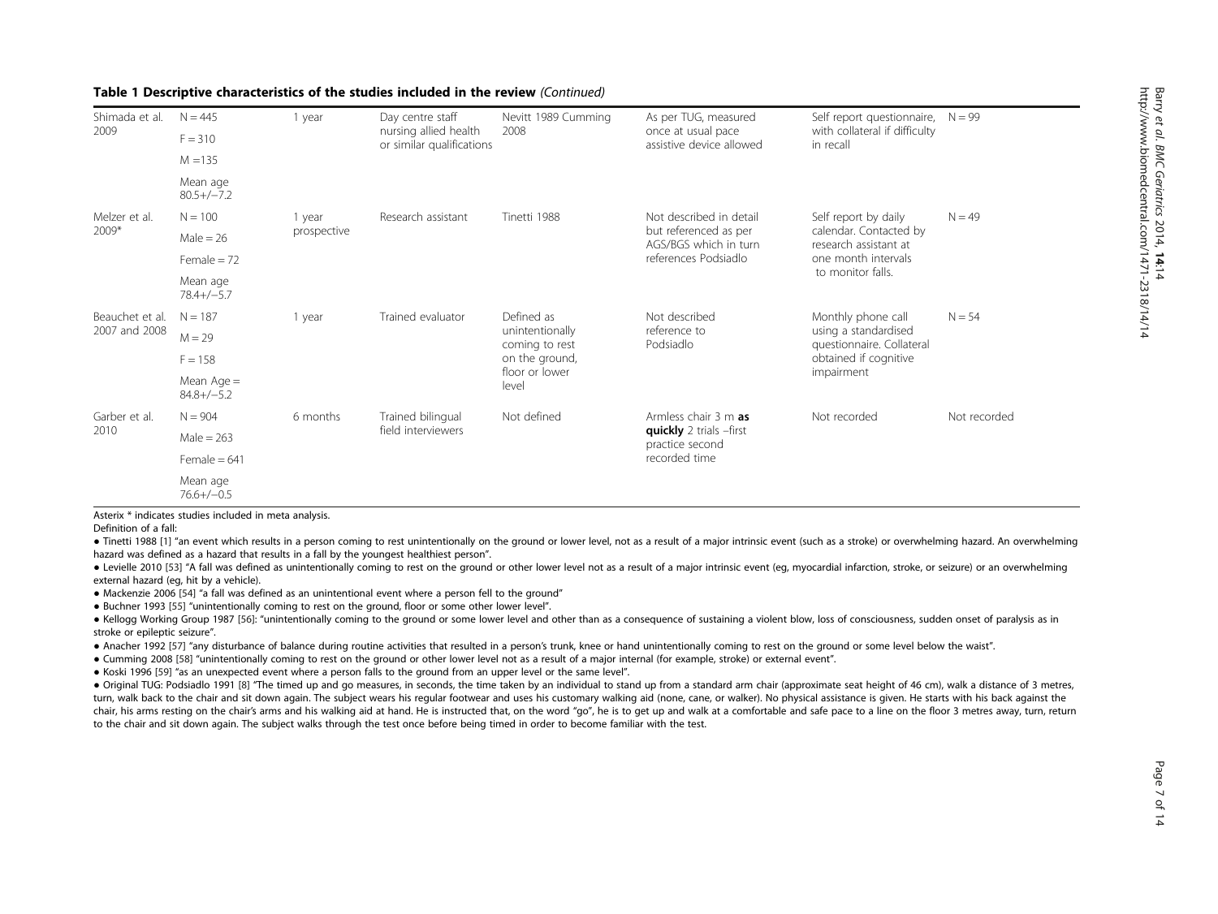**Table 1 Descriptive characteristics of the studies included in the review** *(Continued)*

| | | | | | | | |
|---|---|---|---|---|---|---|---|
| Shimada et al. 2009 | N = 445<br>F = 310<br>M =135<br>Mean age 80.5+/−7.2 | 1 year | Day centre staff nursing allied health or similar qualifications | Nevitt 1989 Cumming 2008 | As per TUG, measured once at usual pace assistive device allowed | Self report questionnaire, with collateral if difficulty in recall | N = 99 |
| Melzer et al. 2009* | N = 100<br>Male = 26<br>Female = 72<br>Mean age 78.4+/−5.7 | 1 year prospective | Research assistant | Tinetti 1988 | Not described in detail but referenced as per AGS/BGS which in turn references Podsiadlo | Self report by daily calendar. Contacted by research assistant at one month intervals to monitor falls. | N = 49 |
| Beauchet et al. 2007 and 2008 | N = 187<br>M = 29<br>F = 158<br>Mean Age = 84.8+/−5.2 | 1 year | Trained evaluator | Defined as unintentionally coming to rest on the ground, floor or lower level | Not described reference to Podsiadlo | Monthly phone call using a standardised questionnaire. Collateral obtained if cognitive impairment | N = 54 |
| Garber et al. 2010 | N = 904<br>Male = 263<br>Female = 641<br>Mean age 76.6+/−0.5 | 6 months | Trained bilingual field interviewers | Not defined | Armless chair 3 m **as quickly** 2 trials –first practice second recorded time | Not recorded | Not recorded |

Asterix * indicates studies included in meta analysis.

Definition of a fall:

- Tinetti 1988 [1] "an event which results in a person coming to rest unintentionally on the ground or lower level, not as a result of a major intrinsic event (such as a stroke) or overwhelming hazard. An overwhelming hazard was defined as a hazard that results in a fall by the youngest healthiest person".
- Levielle 2010 [53] "A fall was defined as unintentionally coming to rest on the ground or other lower level not as a result of a major intrinsic event (eg, myocardial infarction, stroke, or seizure) or an overwhelming external hazard (eg, hit by a vehicle).
- Mackenzie 2006 [54] "a fall was defined as an unintentional event where a person fell to the ground"
- Buchner 1993 [55] "unintentionally coming to rest on the ground, floor or some other lower level".
- Kellogg Working Group 1987 [56]: "unintentionally coming to the ground or some lower level and other than as a consequence of sustaining a violent blow, loss of consciousness, sudden onset of paralysis as in stroke or epileptic seizure".
- Anacher 1992 [57] "any disturbance of balance during routine activities that resulted in a person's trunk, knee or hand unintentionally coming to rest on the ground or some level below the waist".
- Cumming 2008 [58] "unintentionally coming to rest on the ground or other lower level not as a result of a major internal (for example, stroke) or external event".
- Koski 1996 [59] "as an unexpected event where a person falls to the ground from an upper level or the same level".
- Original TUG: Podsiadlo 1991 [8] "The timed up and go measures, in seconds, the time taken by an individual to stand up from a standard arm chair (approximate seat height of 46 cm), walk a distance of 3 metres, turn, walk back to the chair and sit down again. The subject wears his regular footwear and uses his customary walking aid (none, cane, or walker). No physical assistance is given. He starts with his back against the chair, his arms resting on the chair's arms and his walking aid at hand. He is instructed that, on the word "go", he is to get up and walk at a comfortable and safe pace to a line on the floor 3 metres away, turn, return to the chair and sit down again. The subject walks through the test once before being timed in order to become familiar with the test.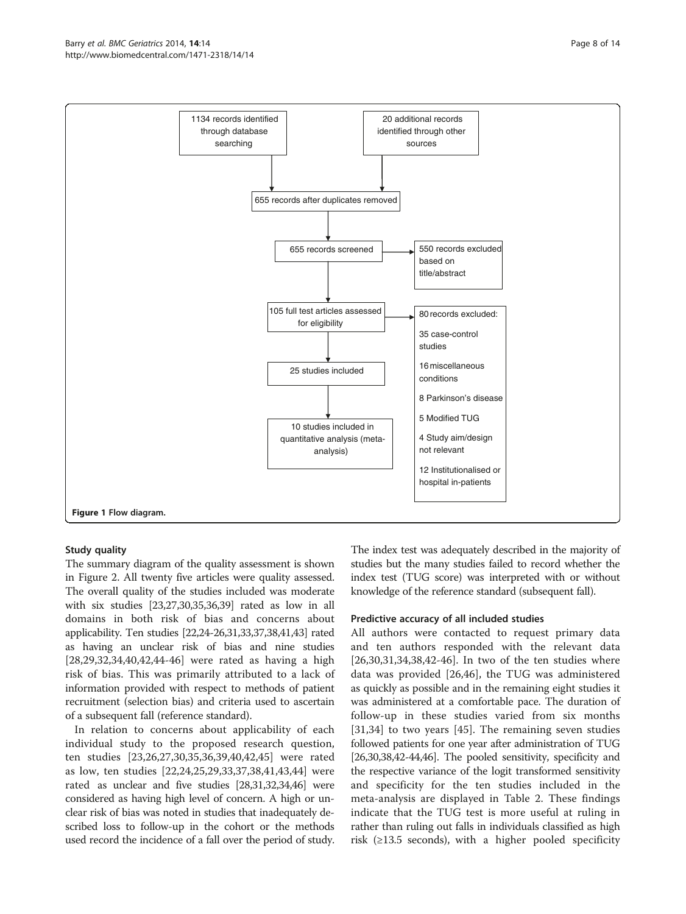1134 records identified through database searching

20 additional records identified through other sources

655 records after duplicates removed

655 records screened

550 records excluded based on title/abstract

105 full test articles assessed for eligibility

80 records excluded:

35 case-control studies

16 miscellaneous conditions

8 Parkinson's disease

5 Modified TUG

4 Study aim/design not relevant

12 Institutionalised or hospital in-patients

25 studies included

10 studies included in quantitative analysis (meta-analysis)

**Figure 1** Flow diagram.

### Study quality

The summary diagram of the quality assessment is shown in Figure 2. All twenty five articles were quality assessed. The overall quality of the studies included was moderate with six studies [23,27,30,35,36,39] rated as low in all domains in both risk of bias and concerns about applicability. Ten studies [22,24-26,31,33,37,38,41,43] rated as having an unclear risk of bias and nine studies [28,29,32,34,40,42,44-46] were rated as having a high risk of bias. This was primarily attributed to a lack of information provided with respect to methods of patient recruitment (selection bias) and criteria used to ascertain of a subsequent fall (reference standard).

In relation to concerns about applicability of each individual study to the proposed research question, ten studies [23,26,27,30,35,36,39,40,42,45] were rated as low, ten studies [22,24,25,29,33,37,38,41,43,44] were rated as unclear and five studies [28,31,32,34,46] were considered as having high level of concern. A high or unclear risk of bias was noted in studies that inadequately described loss to follow-up in the cohort or the methods used record the incidence of a fall over the period of study. The index test was adequately described in the majority of studies but the many studies failed to record whether the index test (TUG score) was interpreted with or without knowledge of the reference standard (subsequent fall).

### Predictive accuracy of all included studies

All authors were contacted to request primary data and ten authors responded with the relevant data [26,30,31,34,38,42-46]. In two of the ten studies where data was provided [26,46], the TUG was administered as quickly as possible and in the remaining eight studies it was administered at a comfortable pace. The duration of follow-up in these studies varied from six months [31,34] to two years [45]. The remaining seven studies followed patients for one year after administration of TUG [26,30,38,42-44,46]. The pooled sensitivity, specificity and the respective variance of the logit transformed sensitivity and specificity for the ten studies included in the meta-analysis are displayed in Table 2. These findings indicate that the TUG test is more useful at ruling in rather than ruling out falls in individuals classified as high risk (≥13.5 seconds), with a higher pooled specificity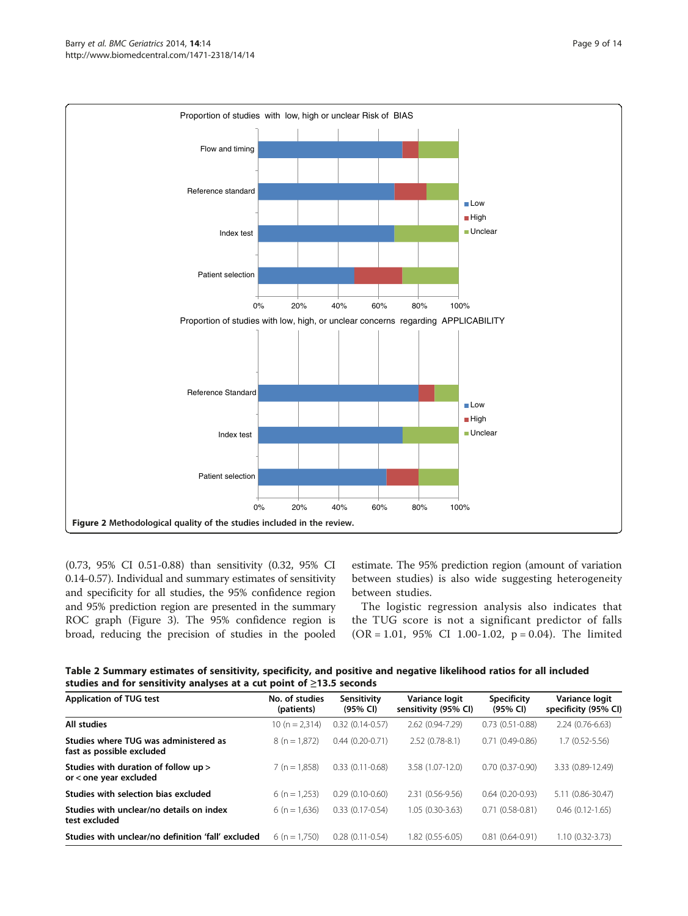Proportion of studies with low, high or unclear Risk of BIAS

Flow and timing

Reference standard

Index test

Patient selection

0% 20% 40% 60% 80% 100%

Low
High
Unclear

Proportion of studies with low, high, or unclear concerns regarding APPLICABILITY

Reference Standard

Index test

Patient selection

0% 20% 40% 60% 80% 100%

Low
High
Unclear

**Figure 2** Methodological quality of the studies included in the review.

(0.73, 95% CI 0.51-0.88) than sensitivity (0.32, 95% CI 0.14-0.57). Individual and summary estimates of sensitivity and specificity for all studies, the 95% confidence region and 95% prediction region are presented in the summary ROC graph (Figure 3). The 95% confidence region is broad, reducing the precision of studies in the pooled estimate. The 95% prediction region (amount of variation between studies) is also wide suggesting heterogeneity between studies.

The logistic regression analysis also indicates that the TUG score is not a significant predictor of falls (OR = 1.01, 95% CI 1.00-1.02, p = 0.04). The limited

**Table 2 Summary estimates of sensitivity, specificity, and positive and negative likelihood ratios for all included studies and for sensitivity analyses at a cut point of ≥13.5 seconds**

| Application of TUG test | No. of studies (patients) | Sensitivity (95% CI) | Variance logit sensitivity (95% CI) | Specificity (95% CI) | Variance logit specificity (95% CI) |
|---|---|---|---|---|---|
| **All studies** | 10 (n = 2,314) | 0.32 (0.14-0.57) | 2.62 (0.94-7.29) | 0.73 (0.51-0.88) | 2.24 (0.76-6.63) |
| **Studies where TUG was administered as fast as possible excluded** | 8 (n = 1,872) | 0.44 (0.20-0.71) | 2.52 (0.78-8.1) | 0.71 (0.49-0.86) | 1.7 (0.52-5.56) |
| **Studies with duration of follow up > or < one year excluded** | 7 (n = 1,858) | 0.33 (0.11-0.68) | 3.58 (1.07-12.0) | 0.70 (0.37-0.90) | 3.33 (0.89-12.49) |
| **Studies with selection bias excluded** | 6 (n = 1,253) | 0.29 (0.10-0.60) | 2.31 (0.56-9.56) | 0.64 (0.20-0.93) | 5.11 (0.86-30.47) |
| **Studies with unclear/no details on index test excluded** | 6 (n = 1,636) | 0.33 (0.17-0.54) | 1.05 (0.30-3.63) | 0.71 (0.58-0.81) | 0.46 (0.12-1.65) |
| **Studies with unclear/no definition 'fall' excluded** | 6 (n = 1,750) | 0.28 (0.11-0.54) | 1.82 (0.55-6.05) | 0.81 (0.64-0.91) | 1.10 (0.32-3.73) |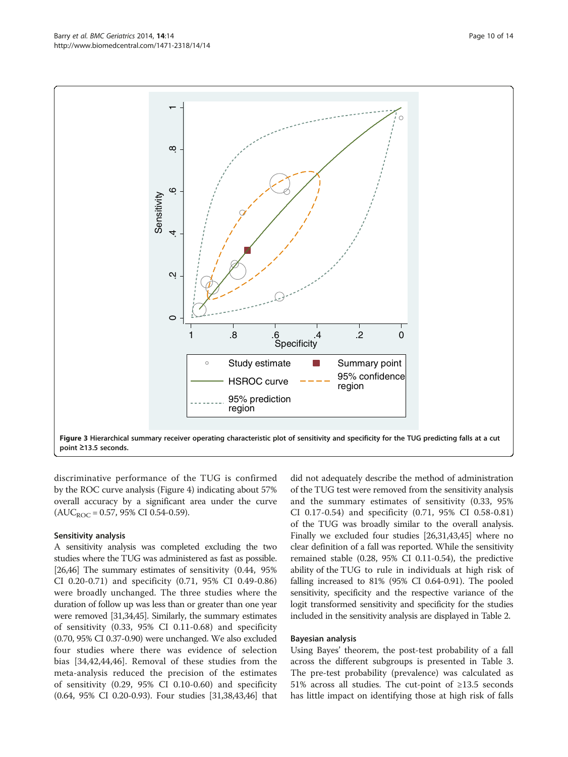**Figure 3 Hierarchical summary receiver operating characteristic plot of sensitivity and specificity for the TUG predicting falls at a cut point ≥13.5 seconds.**

discriminative performance of the TUG is confirmed by the ROC curve analysis (Figure 4) indicating about 57% overall accuracy by a significant area under the curve ($AUC_{ROC}$ = 0.57, 95% CI 0.54-0.59).

### Sensitivity analysis

A sensitivity analysis was completed excluding the two studies where the TUG was administered as fast as possible. [26,46] The summary estimates of sensitivity (0.44, 95% CI 0.20-0.71) and specificity (0.71, 95% CI 0.49-0.86) were broadly unchanged. The three studies where the duration of follow up was less than or greater than one year were removed [31,34,45]. Similarly, the summary estimates of sensitivity (0.33, 95% CI 0.11-0.68) and specificity (0.70, 95% CI 0.37-0.90) were unchanged. We also excluded four studies where there was evidence of selection bias [34,42,44,46]. Removal of these studies from the meta-analysis reduced the precision of the estimates of sensitivity (0.29, 95% CI 0.10-0.60) and specificity (0.64, 95% CI 0.20-0.93). Four studies [31,38,43,46] that did not adequately describe the method of administration of the TUG test were removed from the sensitivity analysis and the summary estimates of sensitivity (0.33, 95% CI 0.17-0.54) and specificity (0.71, 95% CI 0.58-0.81) of the TUG was broadly similar to the overall analysis. Finally we excluded four studies [26,31,43,45] where no clear definition of a fall was reported. While the sensitivity remained stable (0.28, 95% CI 0.11-0.54), the predictive ability of the TUG to rule in individuals at high risk of falling increased to 81% (95% CI 0.64-0.91). The pooled sensitivity, specificity and the respective variance of the logit transformed sensitivity and specificity for the studies included in the sensitivity analysis are displayed in Table 2.

### Bayesian analysis

Using Bayes' theorem, the post-test probability of a fall across the different subgroups is presented in Table 3. The pre-test probability (prevalence) was calculated as 51% across all studies. The cut-point of ≥13.5 seconds has little impact on identifying those at high risk of falls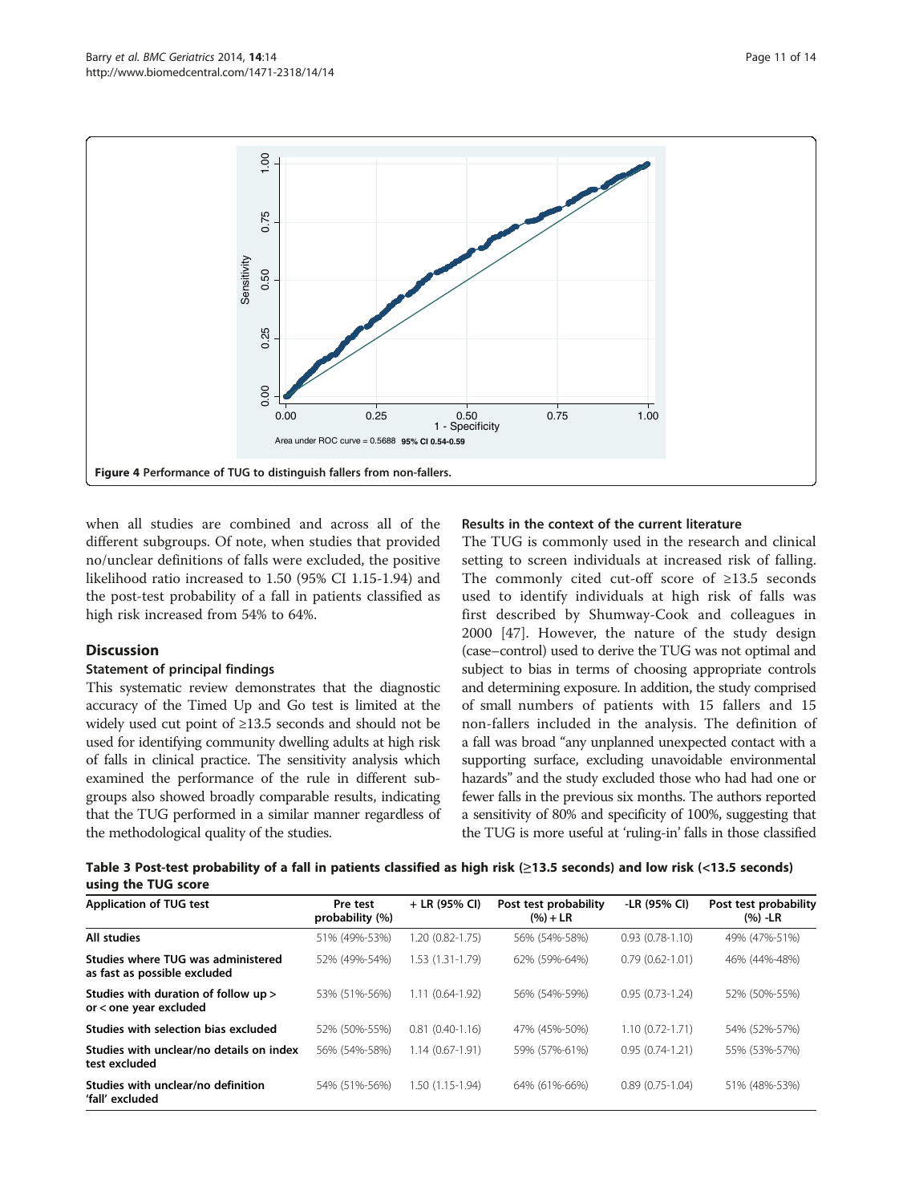Figure 4 Performance of TUG to distinguish fallers from non-fallers.

when all studies are combined and across all of the different subgroups. Of note, when studies that provided no/unclear definitions of falls were excluded, the positive likelihood ratio increased to 1.50 (95% CI 1.15-1.94) and the post-test probability of a fall in patients classified as high risk increased from 54% to 64%.

## Discussion

### Statement of principal findings

This systematic review demonstrates that the diagnostic accuracy of the Timed Up and Go test is limited at the widely used cut point of ≥13.5 seconds and should not be used for identifying community dwelling adults at high risk of falls in clinical practice. The sensitivity analysis which examined the performance of the rule in different subgroups also showed broadly comparable results, indicating that the TUG performed in a similar manner regardless of the methodological quality of the studies.

### Results in the context of the current literature

The TUG is commonly used in the research and clinical setting to screen individuals at increased risk of falling. The commonly cited cut-off score of ≥13.5 seconds used to identify individuals at high risk of falls was first described by Shumway-Cook and colleagues in 2000 [47]. However, the nature of the study design (case–control) used to derive the TUG was not optimal and subject to bias in terms of choosing appropriate controls and determining exposure. In addition, the study comprised of small numbers of patients with 15 fallers and 15 non-fallers included in the analysis. The definition of a fall was broad "any unplanned unexpected contact with a supporting surface, excluding unavoidable environmental hazards" and the study excluded those who had had one or fewer falls in the previous six months. The authors reported a sensitivity of 80% and specificity of 100%, suggesting that the TUG is more useful at 'ruling-in' falls in those classified

**Table 3 Post-test probability of a fall in patients classified as high risk (≥13.5 seconds) and low risk (<13.5 seconds) using the TUG score**

| Application of TUG test | Pre test probability (%) | + LR (95% CI) | Post test probability (%) + LR | -LR (95% CI) | Post test probability (%) -LR |
|---|---|---|---|---|---|
| **All studies** | 51% (49%-53%) | 1.20 (0.82-1.75) | 56% (54%-58%) | 0.93 (0.78-1.10) | 49% (47%-51%) |
| **Studies where TUG was administered as fast as possible excluded** | 52% (49%-54%) | 1.53 (1.31-1.79) | 62% (59%-64%) | 0.79 (0.62-1.01) | 46% (44%-48%) |
| **Studies with duration of follow up > or < one year excluded** | 53% (51%-56%) | 1.11 (0.64-1.92) | 56% (54%-59%) | 0.95 (0.73-1.24) | 52% (50%-55%) |
| **Studies with selection bias excluded** | 52% (50%-55%) | 0.81 (0.40-1.16) | 47% (45%-50%) | 1.10 (0.72-1.71) | 54% (52%-57%) |
| **Studies with unclear/no details on index test excluded** | 56% (54%-58%) | 1.14 (0.67-1.91) | 59% (57%-61%) | 0.95 (0.74-1.21) | 55% (53%-57%) |
| **Studies with unclear/no definition 'fall' excluded** | 54% (51%-56%) | 1.50 (1.15-1.94) | 64% (61%-66%) | 0.89 (0.75-1.04) | 51% (48%-53%) |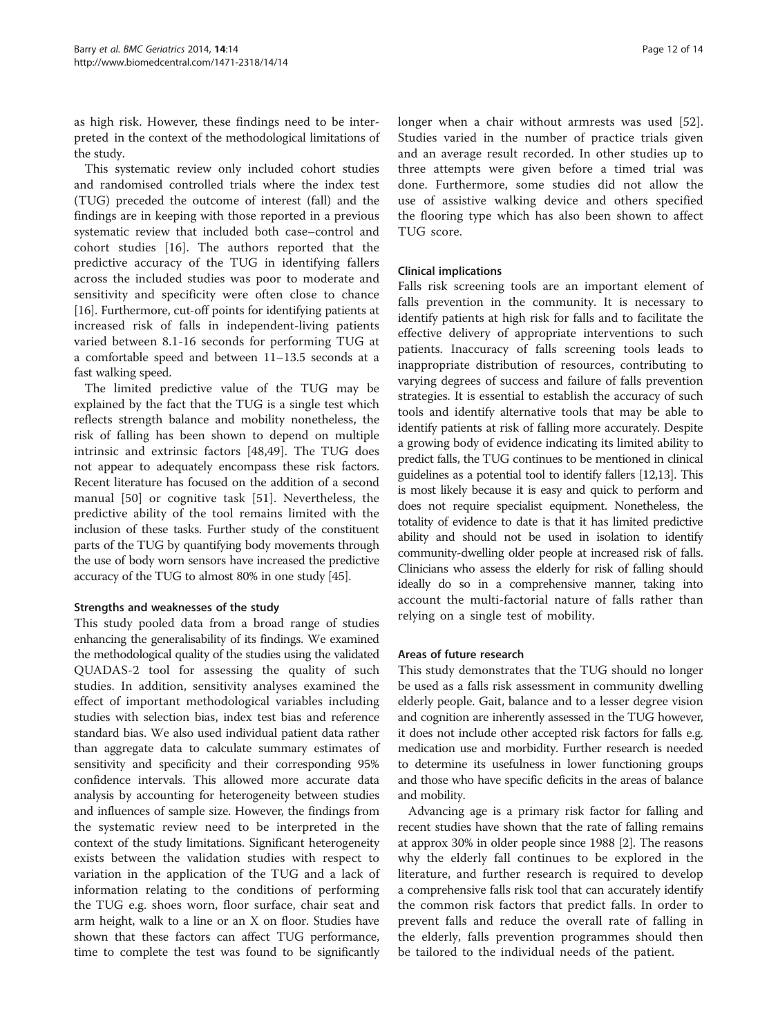as high risk. However, these findings need to be interpreted in the context of the methodological limitations of the study.

This systematic review only included cohort studies and randomised controlled trials where the index test (TUG) preceded the outcome of interest (fall) and the findings are in keeping with those reported in a previous systematic review that included both case–control and cohort studies [16]. The authors reported that the predictive accuracy of the TUG in identifying fallers across the included studies was poor to moderate and sensitivity and specificity were often close to chance [16]. Furthermore, cut-off points for identifying patients at increased risk of falls in independent-living patients varied between 8.1-16 seconds for performing TUG at a comfortable speed and between 11–13.5 seconds at a fast walking speed.

The limited predictive value of the TUG may be explained by the fact that the TUG is a single test which reflects strength balance and mobility nonetheless, the risk of falling has been shown to depend on multiple intrinsic and extrinsic factors [48,49]. The TUG does not appear to adequately encompass these risk factors. Recent literature has focused on the addition of a second manual [50] or cognitive task [51]. Nevertheless, the predictive ability of the tool remains limited with the inclusion of these tasks. Further study of the constituent parts of the TUG by quantifying body movements through the use of body worn sensors have increased the predictive accuracy of the TUG to almost 80% in one study [45].

### Strengths and weaknesses of the study

This study pooled data from a broad range of studies enhancing the generalisability of its findings. We examined the methodological quality of the studies using the validated QUADAS-2 tool for assessing the quality of such studies. In addition, sensitivity analyses examined the effect of important methodological variables including studies with selection bias, index test bias and reference standard bias. We also used individual patient data rather than aggregate data to calculate summary estimates of sensitivity and specificity and their corresponding 95% confidence intervals. This allowed more accurate data analysis by accounting for heterogeneity between studies and influences of sample size. However, the findings from the systematic review need to be interpreted in the context of the study limitations. Significant heterogeneity exists between the validation studies with respect to variation in the application of the TUG and a lack of information relating to the conditions of performing the TUG e.g. shoes worn, floor surface, chair seat and arm height, walk to a line or an X on floor. Studies have shown that these factors can affect TUG performance, time to complete the test was found to be significantly longer when a chair without armrests was used [52]. Studies varied in the number of practice trials given and an average result recorded. In other studies up to three attempts were given before a timed trial was done. Furthermore, some studies did not allow the use of assistive walking device and others specified the flooring type which has also been shown to affect TUG score.

### Clinical implications

Falls risk screening tools are an important element of falls prevention in the community. It is necessary to identify patients at high risk for falls and to facilitate the effective delivery of appropriate interventions to such patients. Inaccuracy of falls screening tools leads to inappropriate distribution of resources, contributing to varying degrees of success and failure of falls prevention strategies. It is essential to establish the accuracy of such tools and identify alternative tools that may be able to identify patients at risk of falling more accurately. Despite a growing body of evidence indicating its limited ability to predict falls, the TUG continues to be mentioned in clinical guidelines as a potential tool to identify fallers [12,13]. This is most likely because it is easy and quick to perform and does not require specialist equipment. Nonetheless, the totality of evidence to date is that it has limited predictive ability and should not be used in isolation to identify community-dwelling older people at increased risk of falls. Clinicians who assess the elderly for risk of falling should ideally do so in a comprehensive manner, taking into account the multi-factorial nature of falls rather than relying on a single test of mobility.

### Areas of future research

This study demonstrates that the TUG should no longer be used as a falls risk assessment in community dwelling elderly people. Gait, balance and to a lesser degree vision and cognition are inherently assessed in the TUG however, it does not include other accepted risk factors for falls e.g. medication use and morbidity. Further research is needed to determine its usefulness in lower functioning groups and those who have specific deficits in the areas of balance and mobility.

Advancing age is a primary risk factor for falling and recent studies have shown that the rate of falling remains at approx 30% in older people since 1988 [2]. The reasons why the elderly fall continues to be explored in the literature, and further research is required to develop a comprehensive falls risk tool that can accurately identify the common risk factors that predict falls. In order to prevent falls and reduce the overall rate of falling in the elderly, falls prevention programmes should then be tailored to the individual needs of the patient.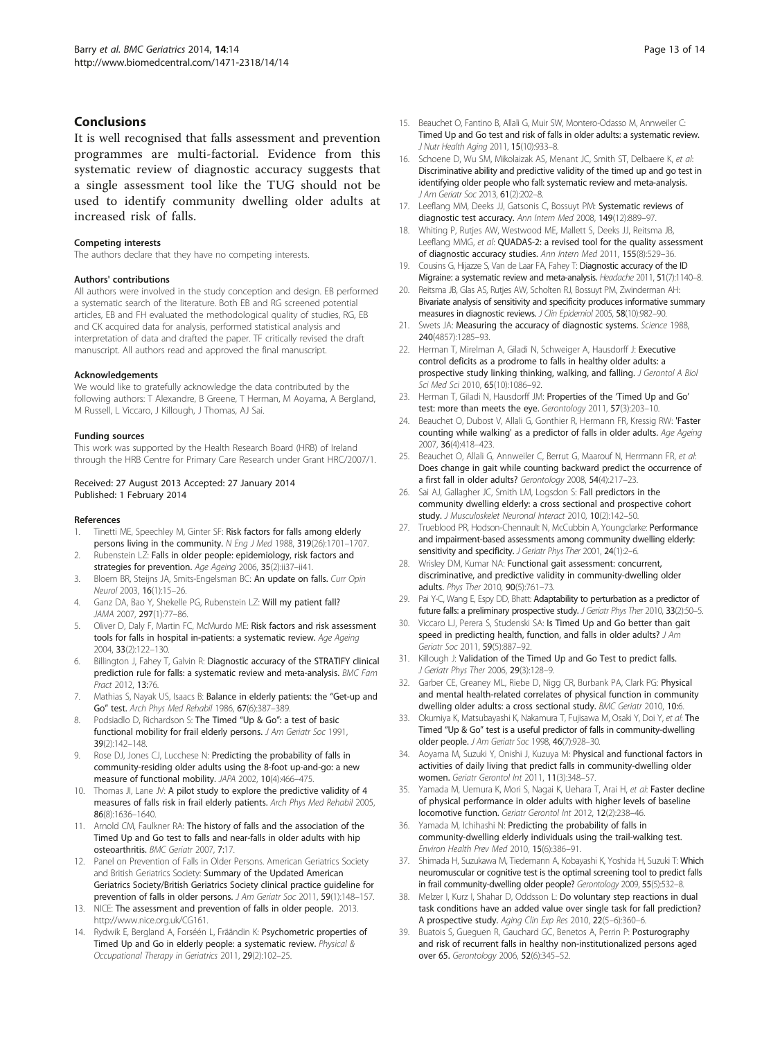## Conclusions

It is well recognised that falls assessment and prevention programmes are multi-factorial. Evidence from this systematic review of diagnostic accuracy suggests that a single assessment tool like the TUG should not be used to identify community dwelling older adults at increased risk of falls.

#### Competing interests

The authors declare that they have no competing interests.

#### Authors' contributions

All authors were involved in the study conception and design. EB performed a systematic search of the literature. Both EB and RG screened potential articles, EB and FH evaluated the methodological quality of studies, RG, EB and CK acquired data for analysis, performed statistical analysis and interpretation of data and drafted the paper. TF critically revised the draft manuscript. All authors read and approved the final manuscript.

#### Acknowledgements

We would like to gratefully acknowledge the data contributed by the following authors: T Alexandre, B Greene, T Herman, M Aoyama, A Bergland, M Russell, L Viccaro, J Killough, J Thomas, AJ Sai.

#### Funding sources

This work was supported by the Health Research Board (HRB) of Ireland through the HRB Centre for Primary Care Research under Grant HRC/2007/1.

Received: 27 August 2013 Accepted: 27 January 2014
Published: 1 February 2014

#### References

1. Tinetti ME, Speechley M, Ginter SF: **Risk factors for falls among elderly persons living in the community.** *N Eng J Med* 1988, **319**(26):1701–1707.
2. Rubenstein LZ: **Falls in older people: epidemiology, risk factors and strategies for prevention.** *Age Ageing* 2006, **35**(2):ii37–ii41.
3. Bloem BR, Steijns JA, Smits-Engelsman BC: **An update on falls.** *Curr Opin Neurol* 2003, **16**(1):15–26.
4. Ganz DA, Bao Y, Shekelle PG, Rubenstein LZ: **Will my patient fall?** *JAMA* 2007, **297**(1):77–86.
5. Oliver D, Daly F, Martin FC, McMurdo ME: **Risk factors and risk assessment tools for falls in hospital in-patients: a systematic review.** *Age Ageing* 2004, **33**(2):122–130.
6. Billington J, Fahey T, Galvin R: **Diagnostic accuracy of the STRATIFY clinical prediction rule for falls: a systematic review and meta-analysis.** *BMC Fam Pract* 2012, **13**:76.
7. Mathias S, Nayak US, Isaacs B: **Balance in elderly patients: the "Get-up and Go" test.** *Arch Phys Med Rehabil* 1986, **67**(6):387–389.
8. Podsiadlo D, Richardson S: **The Timed "Up & Go": a test of basic functional mobility for frail elderly persons.** *J Am Geriatr Soc* 1991, **39**(2):142–148.
9. Rose DJ, Jones CJ, Lucchese N: **Predicting the probability of falls in community-residing older adults using the 8-foot up-and-go: a new measure of functional mobility.** *JAPA* 2002, **10**(4):466–475.
10. Thomas JI, Lane JV: **A pilot study to explore the predictive validity of 4 measures of falls risk in frail elderly patients.** *Arch Phys Med Rehabil* 2005, **86**(8):1636–1640.
11. Arnold CM, Faulkner RA: **The history of falls and the association of the Timed Up and Go test to falls and near-falls in older adults with hip osteoarthritis.** *BMC Geriatr* 2007, **7**:17.
12. Panel on Prevention of Falls in Older Persons. American Geriatrics Society and British Geriatrics Society: **Summary of the Updated American Geriatrics Society/British Geriatrics Society clinical practice guideline for prevention of falls in older persons.** *J Am Geriatr Soc* 2011, **59**(1):148–157.
13. NICE: **The assessment and prevention of falls in older people.** 2013. http://www.nice.org.uk/CG161.
14. Rydwik E, Bergland A, Forsééen L, Fräändin K: **Psychometric properties of Timed Up and Go in elderly people: a systematic review.** *Physical & Occupational Therapy in Geriatrics* 2011, **29**(2):102–25.
15. Beauchet O, Fantino B, Allali G, Muir SW, Montero-Odasso M, Annweiler C: **Timed Up and Go test and risk of falls in older adults: a systematic review.** *J Nutr Health Aging* 2011, **15**(10):933–8.
16. Schoene D, Wu SM, Mikolaizak AS, Menant JC, Smith ST, Delbaere K, *et al*: **Discriminative ability and predictive validity of the timed up and go test in identifying older people who fall: systematic review and meta-analysis.** *J Am Geriatr Soc* 2013, **61**(2):202–8.
17. Leeflang MM, Deeks JJ, Gatsonis C, Bossuyt PM: **Systematic reviews of diagnostic test accuracy.** *Ann Intern Med* 2008, **149**(12):889–97.
18. Whiting P, Rutjes AW, Westwood ME, Mallett S, Deeks JJ, Reitsma JB, Leeflang MMG, *et al*: **QUADAS-2: a revised tool for the quality assessment of diagnostic accuracy studies.** *Ann Intern Med* 2011, **155**(8):529–36.
19. Cousins G, Hijazze S, Van de Laar FA, Fahey T: **Diagnostic accuracy of the ID Migraine: a systematic review and meta-analysis.** *Headache* 2011, **51**(7):1140–8.
20. Reitsma JB, Glas AS, Rutjes AW, Scholten RJ, Bossuyt PM, Zwinderman AH: **Bivariate analysis of sensitivity and specificity produces informative summary measures in diagnostic reviews.** *J Clin Epidemiol* 2005, **58**(10):982–90.
21. Swets JA: **Measuring the accuracy of diagnostic systems.** *Science* 1988, **240**(4857):1285–93.
22. Herman T, Mirelman A, Giladi N, Schweiger A, Hausdorff J: **Executive control deficits as a prodrome to falls in healthy older adults: a prospective study linking thinking, walking, and falling.** *J Gerontol A Biol Sci Med Sci* 2010, **65**(10):1086–92.
23. Herman T, Giladi N, Hausdorff JM: **Properties of the 'Timed Up and Go' test: more than meets the eye.** *Gerontology* 2011, **57**(3):203–10.
24. Beauchet O, Dubost V, Allali G, Gonthier R, Hermann FR, Kressig RW: **'Faster counting while walking' as a predictor of falls in older adults.** *Age Ageing* 2007, **36**(4):418–423.
25. Beauchet O, Allali G, Annweiler C, Berrut G, Maarouf N, Herrmann FR, *et al*: **Does change in gait while counting backward predict the occurrence of a first fall in older adults?** *Gerontology* 2008, **54**(4):217–23.
26. Sai AJ, Gallagher JC, Smith LM, Logsdon S: **Fall predictors in the community dwelling elderly: a cross sectional and prospective cohort study.** *J Musculoskelet Neuronal Interact* 2010, **10**(2):142–50.
27. Trueblood PR, Hodson-Chennault N, McCubbin A, Youngclarke: **Performance and impairment-based assessments among community dwelling elderly: sensitivity and specificity.** *J Geriatr Phys Ther* 2001, **24**(1):2–6.
28. Wrisley DM, Kumar NA: **Functional gait assessment: concurrent, discriminative, and predictive validity in community-dwelling older adults.** *Phys Ther* 2010, **90**(5):761–73.
29. Pai Y-C, Wang E, Espy DD, Bhatt: **Adaptability to perturbation as a predictor of future falls: a preliminary prospective study.** *J Geriatr Phys Ther* 2010, **33**(2):50–5.
30. Viccaro LJ, Perera S, Studenski SA: **Is Timed Up and Go better than gait speed in predicting health, function, and falls in older adults?** *J Am Geriatr Soc* 2011, **59**(5):887–92.
31. Killough J: **Validation of the Timed Up and Go Test to predict falls.** *J Geriatr Phys Ther* 2006, **29**(3):128–9.
32. Garber CE, Greaney ML, Riebe D, Nigg CR, Burbank PA, Clark PG: **Physical and mental health-related correlates of physical function in community dwelling older adults: a cross sectional study.** *BMC Geriatr* 2010, **10**:6.
33. Okumiya K, Matsubayashi K, Nakamura T, Fujisawa M, Osaki Y, Doi Y, *et al*: **The Timed "Up & Go" test is a useful predictor of falls in community-dwelling older people.** *J Am Geriatr Soc* 1998, **46**(7):928–30.
34. Aoyama M, Suzuki Y, Onishi J, Kuzuya M: **Physical and functional factors in activities of daily living that predict falls in community-dwelling older women.** *Geriatr Gerontol Int* 2011, **11**(3):348–57.
35. Yamada M, Uemura K, Mori S, Nagai K, Uehara T, Arai H, *et al*: **Faster decline of physical performance in older adults with higher levels of baseline locomotive function.** *Geriatr Gerontol Int* 2012, **12**(2):238–46.
36. Yamada M, Ichihashi N: **Predicting the probability of falls in community-dwelling elderly individuals using the trail-walking test.** *Environ Health Prev Med* 2010, **15**(6):386–91.
37. Shimada H, Suzukawa M, Tiedemann A, Kobayashi K, Yoshida H, Suzuki T: **Which neuromuscular or cognitive test is the optimal screening tool to predict falls in frail community-dwelling older people?** *Gerontology* 2009, **55**(5):532–8.
38. Melzer I, Kurz I, Shahar D, Oddsson L: **Do voluntary step reactions in dual task conditions have an added value over single task for fall prediction? A prospective study.** *Aging Clin Exp Res* 2010, **22**(5–6):360–6.
39. Buatois S, Gueguen R, Gauchard GC, Benetos A, Perrin P: **Posturography and risk of recurrent falls in healthy non-institutionalized persons aged over 65.** *Gerontology* 2006, **52**(6):345–52.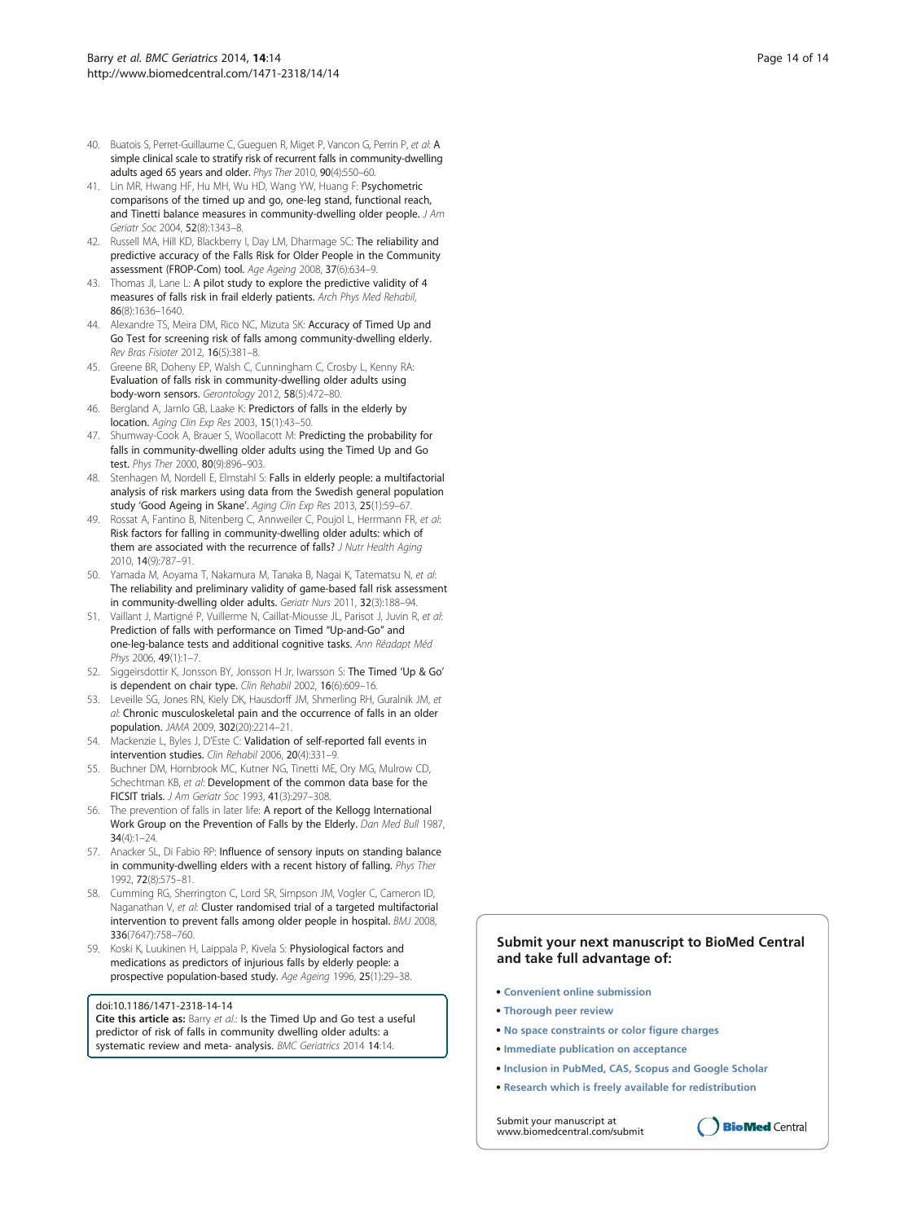40. Buatois S, Perret-Guillaume C, Gueguen R, Miget P, Vancon G, Perrin P, *et al*: **A simple clinical scale to stratify risk of recurrent falls in community-dwelling adults aged 65 years and older.** *Phys Ther* 2010, **90**(4):550–60.
41. Lin MR, Hwang HF, Hu MH, Wu HD, Wang YW, Huang F: **Psychometric comparisons of the timed up and go, one-leg stand, functional reach, and Tinetti balance measures in community-dwelling older people.** *J Am Geriatr Soc* 2004, **52**(8):1343–8.
42. Russell MA, Hill KD, Blackberry I, Day LM, Dharmage SC: **The reliability and predictive accuracy of the Falls Risk for Older People in the Community assessment (FROP-Com) tool.** *Age Ageing* 2008, **37**(6):634–9.
43. Thomas JI, Lane L: **A pilot study to explore the predictive validity of 4 measures of falls risk in frail elderly patients.** *Arch Phys Med Rehabil*, **86**(8):1636–1640.
44. Alexandre TS, Meira DM, Rico NC, Mizuta SK: **Accuracy of Timed Up and Go Test for screening risk of falls among community-dwelling elderly.** *Rev Bras Fisioter* 2012, **16**(5):381–8.
45. Greene BR, Doheny EP, Walsh C, Cunningham C, Crosby L, Kenny RA: **Evaluation of falls risk in community-dwelling older adults using body-worn sensors.** *Gerontology* 2012, **58**(5):472–80.
46. Bergland A, Jarnlo GB, Laake K: **Predictors of falls in the elderly by location.** *Aging Clin Exp Res* 2003, **15**(1):43–50.
47. Shumway-Cook A, Brauer S, Woollacott M: **Predicting the probability for falls in community-dwelling older adults using the Timed Up and Go test.** *Phys Ther* 2000, **80**(9):896–903.
48. Stenhagen M, Nordell E, Elmstahl S: **Falls in elderly people: a multifactorial analysis of risk markers using data from the Swedish general population study 'Good Ageing in Skane'.** *Aging Clin Exp Res* 2013, **25**(1):59–67.
49. Rossat A, Fantino B, Nitenberg C, Annweiler C, Poujol L, Herrmann FR, *et al*: **Risk factors for falling in community-dwelling older adults: which of them are associated with the recurrence of falls?** *J Nutr Health Aging* 2010, **14**(9):787–91.
50. Yamada M, Aoyama T, Nakamura M, Tanaka B, Nagai K, Tatematsu N, *et al*: **The reliability and preliminary validity of game-based fall risk assessment in community-dwelling older adults.** *Geriatr Nurs* 2011, **32**(3):188–94.
51. Vaillant J, Martigné P, Vuillerme N, Caillat-Miousse JL, Parisot J, Juvin R, *et al*: **Prediction of falls with performance on Timed "Up-and-Go" and one-leg-balance tests and additional cognitive tasks.** *Ann Réadapt Méd Phys* 2006, **49**(1):1–7.
52. Siggeirsdottir K, Jonsson BY, Jonsson H Jr, Iwarsson S: **The Timed 'Up & Go' is dependent on chair type.** *Clin Rehabil* 2002, **16**(6):609–16.
53. Leveille SG, Jones RN, Kiely DK, Hausdorff JM, Shmerling RH, Guralnik JM, *et al*: **Chronic musculoskeletal pain and the occurrence of falls in an older population.** *JAMA* 2009, **302**(20):2214–21.
54. Mackenzie L, Byles J, D'Este C: **Validation of self-reported fall events in intervention studies.** *Clin Rehabil* 2006, **20**(4):331–9.
55. Buchner DM, Hornbrook MC, Kutner NG, Tinetti ME, Ory MG, Mulrow CD, Schechtman KB, *et al*: **Development of the common data base for the FICSIT trials.** *J Am Geriatr Soc* 1993, **41**(3):297–308.
56. The prevention of falls in later life: **A report of the Kellogg International Work Group on the Prevention of Falls by the Elderly.** *Dan Med Bull* 1987, **34**(4):1–24.
57. Anacker SL, Di Fabio RP: **Influence of sensory inputs on standing balance in community-dwelling elders with a recent history of falling.** *Phys Ther* 1992, **72**(8):575–81.
58. Cumming RG, Sherrington C, Lord SR, Simpson JM, Vogler C, Cameron ID, Naganathan V, *et al*: **Cluster randomised trial of a targeted multifactorial intervention to prevent falls among older people in hospital.** *BMJ* 2008, **336**(7647):758–760.
59. Koski K, Luukinen H, Laippala P, Kivela S: **Physiological factors and medications as predictors of injurious falls by elderly people: a prospective population-based study.** *Age Ageing* 1996, **25**(1):29–38.

doi:10.1186/1471-2318-14-14

**Cite this article as:** Barry *et al.*: Is the Timed Up and Go test a useful predictor of risk of falls in community dwelling older adults: a systematic review and meta- analysis. *BMC Geriatrics* 2014 **14**:14.

**Submit your next manuscript to BioMed Central and take full advantage of:**

- **Convenient online submission**
- **Thorough peer review**
- **No space constraints or color figure charges**
- **Immediate publication on acceptance**
- **Inclusion in PubMed, CAS, Scopus and Google Scholar**
- **Research which is freely available for redistribution**

Submit your manuscript at www.biomedcentral.com/submit

BioMed Central